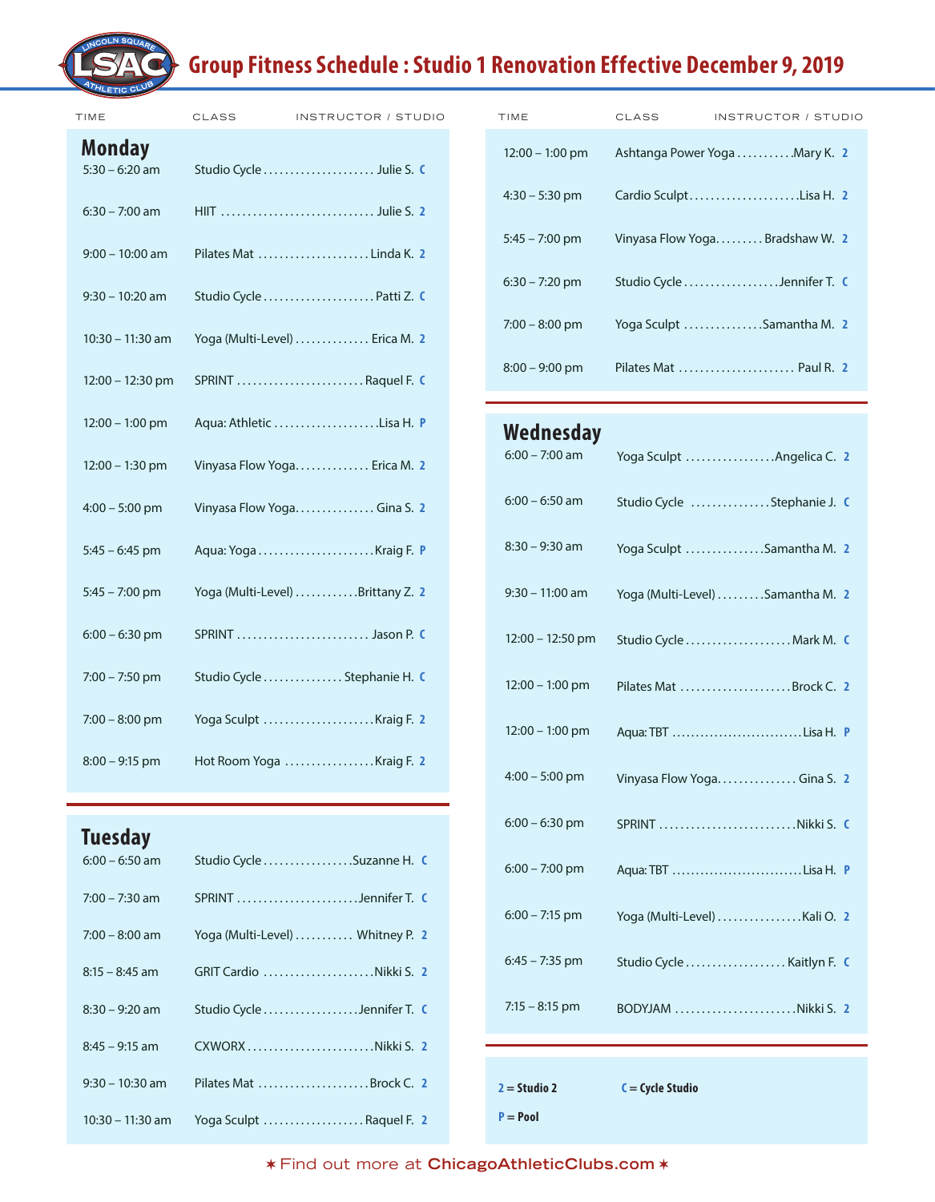# LSAC Group Fitness Schedule : Studio 1 Renovation Effective December 9, 2019

## Monday

| TIME | CLASS | INSTRUCTOR / STUDIO |
|---|---|---|
| 5:30 – 6:20 am | Studio Cycle | Julie S. C |
| 6:30 – 7:00 am | HIIT | Julie S. 2 |
| 9:00 – 10:00 am | Pilates Mat | Linda K. 2 |
| 9:30 – 10:20 am | Studio Cycle | Patti Z. C |
| 10:30 – 11:30 am | Yoga (Multi-Level) | Erica M. 2 |
| 12:00 – 12:30 pm | SPRINT | Raquel F. C |
| 12:00 – 1:00 pm | Aqua: Athletic | Lisa H. P |
| 12:00 – 1:30 pm | Vinyasa Flow Yoga | Erica M. 2 |
| 4:00 – 5:00 pm | Vinyasa Flow Yoga | Gina S. 2 |
| 5:45 – 6:45 pm | Aqua: Yoga | Kraig F. P |
| 5:45 – 7:00 pm | Yoga (Multi-Level) | Brittany Z. 2 |
| 6:00 – 6:30 pm | SPRINT | Jason P. C |
| 7:00 – 7:50 pm | Studio Cycle | Stephanie H. C |
| 7:00 – 8:00 pm | Yoga Sculpt | Kraig F. 2 |
| 8:00 – 9:15 pm | Hot Room Yoga | Kraig F. 2 |

## Tuesday

| TIME | CLASS | INSTRUCTOR / STUDIO |
|---|---|---|
| 6:00 – 6:50 am | Studio Cycle | Suzanne H. C |
| 7:00 – 7:30 am | SPRINT | Jennifer T. C |
| 7:00 – 8:00 am | Yoga (Multi-Level) | Whitney P. 2 |
| 8:15 – 8:45 am | GRIT Cardio | Nikki S. 2 |
| 8:30 – 9:20 am | Studio Cycle | Jennifer T. C |
| 8:45 – 9:15 am | CXWORX | Nikki S. 2 |
| 9:30 – 10:30 am | Pilates Mat | Brock C. 2 |
| 10:30 – 11:30 am | Yoga Sculpt | Raquel F. 2 |
| 12:00 – 1:00 pm | Ashtanga Power Yoga | Mary K. 2 |
| 4:30 – 5:30 pm | Cardio Sculpt | Lisa H. 2 |
| 5:45 – 7:00 pm | Vinyasa Flow Yoga | Bradshaw W. 2 |
| 6:30 – 7:20 pm | Studio Cycle | Jennifer T. C |
| 7:00 – 8:00 pm | Yoga Sculpt | Samantha M. 2 |
| 8:00 – 9:00 pm | Pilates Mat | Paul R. 2 |

## Wednesday

| TIME | CLASS | INSTRUCTOR / STUDIO |
|---|---|---|
| 6:00 – 7:00 am | Yoga Sculpt | Angelica C. 2 |
| 6:00 – 6:50 am | Studio Cycle | Stephanie J. C |
| 8:30 – 9:30 am | Yoga Sculpt | Samantha M. 2 |
| 9:30 – 11:00 am | Yoga (Multi-Level) | Samantha M. 2 |
| 12:00 – 12:50 pm | Studio Cycle | Mark M. C |
| 12:00 – 1:00 pm | Pilates Mat | Brock C. 2 |
| 12:00 – 1:00 pm | Aqua: TBT | Lisa H. P |
| 4:00 – 5:00 pm | Vinyasa Flow Yoga | Gina S. 2 |
| 6:00 – 6:30 pm | SPRINT | Nikki S. C |
| 6:00 – 7:00 pm | Aqua: TBT | Lisa H. P |
| 6:00 – 7:15 pm | Yoga (Multi-Level) | Kali O. 2 |
| 6:45 – 7:35 pm | Studio Cycle | Kaitlyn F. C |
| 7:15 – 8:15 pm | BODYJAM | Nikki S. 2 |

**2** = Studio 2 **C** = Cycle Studio
**P** = Pool

✶ Find out more at **ChicagoAthleticClubs.com** ✶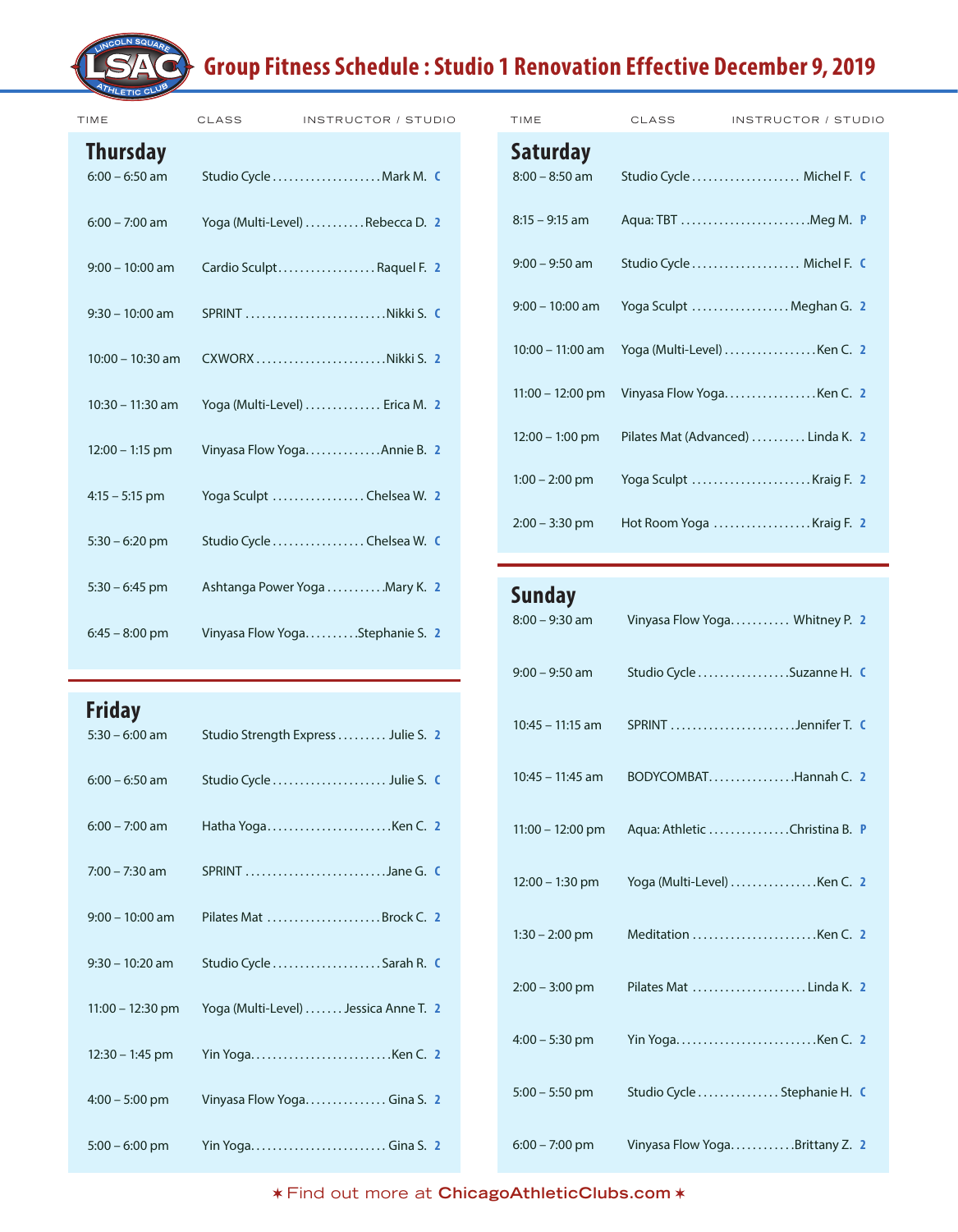# Group Fitness Schedule : Studio 1 Renovation Effective December 9, 2019

## Thursday

| TIME | CLASS | INSTRUCTOR / STUDIO | |
|---|---|---|---|
| 6:00 – 6:50 am | Studio Cycle | Mark M. | C |
| 6:00 – 7:00 am | Yoga (Multi-Level) | Rebecca D. | 2 |
| 9:00 – 10:00 am | Cardio Sculpt | Raquel F. | 2 |
| 9:30 – 10:00 am | SPRINT | Nikki S. | C |
| 10:00 – 10:30 am | CXWORX | Nikki S. | 2 |
| 10:30 – 11:30 am | Yoga (Multi-Level) | Erica M. | 2 |
| 12:00 – 1:15 pm | Vinyasa Flow Yoga | Annie B. | 2 |
| 4:15 – 5:15 pm | Yoga Sculpt | Chelsea W. | 2 |
| 5:30 – 6:20 pm | Studio Cycle | Chelsea W. | C |
| 5:30 – 6:45 pm | Ashtanga Power Yoga | Mary K. | 2 |
| 6:45 – 8:00 pm | Vinyasa Flow Yoga | Stephanie S. | 2 |

## Friday

| TIME | CLASS | INSTRUCTOR / STUDIO | |
|---|---|---|---|
| 5:30 – 6:00 am | Studio Strength Express | Julie S. | 2 |
| 6:00 – 6:50 am | Studio Cycle | Julie S. | C |
| 6:00 – 7:00 am | Hatha Yoga | Ken C. | 2 |
| 7:00 – 7:30 am | SPRINT | Jane G. | C |
| 9:00 – 10:00 am | Pilates Mat | Brock C. | 2 |
| 9:30 – 10:20 am | Studio Cycle | Sarah R. | C |
| 11:00 – 12:30 pm | Yoga (Multi-Level) | Jessica Anne T. | 2 |
| 12:30 – 1:45 pm | Yin Yoga | Ken C. | 2 |
| 4:00 – 5:00 pm | Vinyasa Flow Yoga | Gina S. | 2 |
| 5:00 – 6:00 pm | Yin Yoga | Gina S. | 2 |

## Saturday

| TIME | CLASS | INSTRUCTOR / STUDIO | |
|---|---|---|---|
| 8:00 – 8:50 am | Studio Cycle | Michel F. | C |
| 8:15 – 9:15 am | Aqua: TBT | Meg M. | P |
| 9:00 – 9:50 am | Studio Cycle | Michel F. | C |
| 9:00 – 10:00 am | Yoga Sculpt | Meghan G. | 2 |
| 10:00 – 11:00 am | Yoga (Multi-Level) | Ken C. | 2 |
| 11:00 – 12:00 pm | Vinyasa Flow Yoga | Ken C. | 2 |
| 12:00 – 1:00 pm | Pilates Mat (Advanced) | Linda K. | 2 |
| 1:00 – 2:00 pm | Yoga Sculpt | Kraig F. | 2 |
| 2:00 – 3:30 pm | Hot Room Yoga | Kraig F. | 2 |

## Sunday

| TIME | CLASS | INSTRUCTOR / STUDIO | |
|---|---|---|---|
| 8:00 – 9:30 am | Vinyasa Flow Yoga | Whitney P. | 2 |
| 9:00 – 9:50 am | Studio Cycle | Suzanne H. | C |
| 10:45 – 11:15 am | SPRINT | Jennifer T. | C |
| 10:45 – 11:45 am | BODYCOMBAT | Hannah C. | 2 |
| 11:00 – 12:00 pm | Aqua: Athletic | Christina B. | P |
| 12:00 – 1:30 pm | Yoga (Multi-Level) | Ken C. | 2 |
| 1:30 – 2:00 pm | Meditation | Ken C. | 2 |
| 2:00 – 3:00 pm | Pilates Mat | Linda K. | 2 |
| 4:00 – 5:30 pm | Yin Yoga | Ken C. | 2 |
| 5:00 – 5:50 pm | Studio Cycle | Stephanie H. | C |
| 6:00 – 7:00 pm | Vinyasa Flow Yoga | Brittany Z. | 2 |

✶ Find out more at **ChicagoAthleticClubs.com** ✶